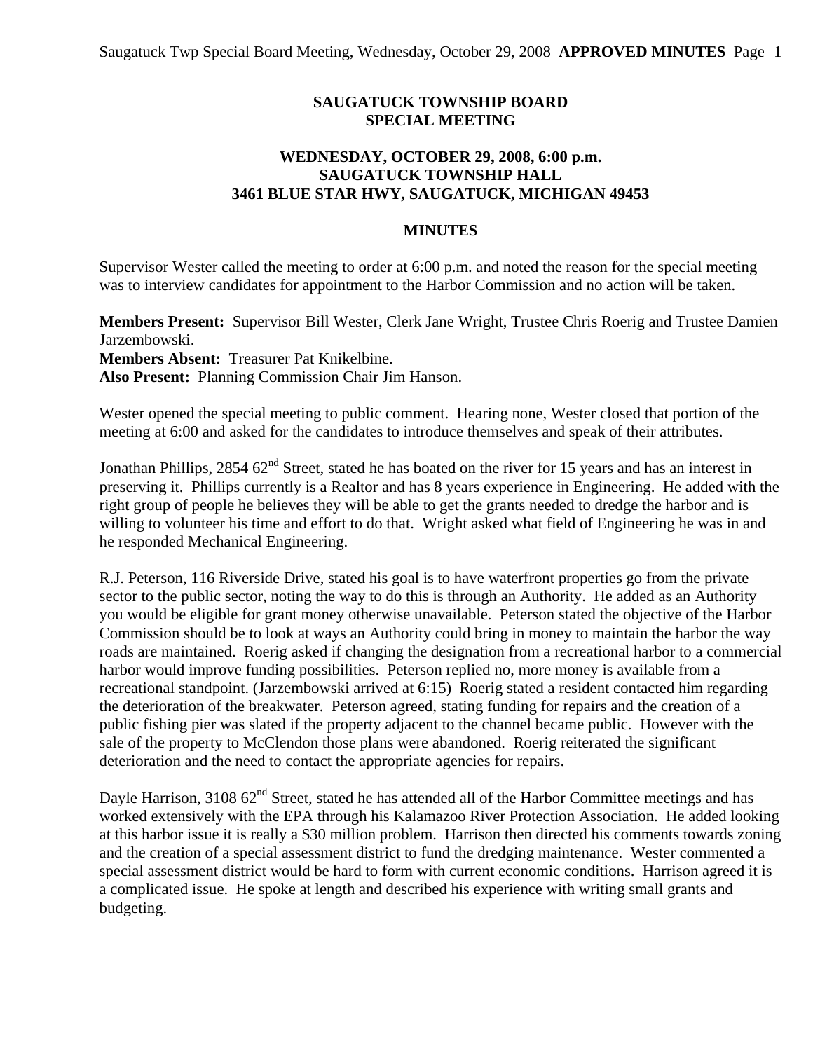# SAUGATUCK TOWNSHIP BOARD
# SPECIAL MEETING

## WEDNESDAY, OCTOBER 29, 2008, 6:00 p.m.
## SAUGATUCK TOWNSHIP HALL
## 3461 BLUE STAR HWY, SAUGATUCK, MICHIGAN 49453

### MINUTES

Supervisor Wester called the meeting to order at 6:00 p.m. and noted the reason for the special meeting was to interview candidates for appointment to the Harbor Commission and no action will be taken.

**Members Present:** Supervisor Bill Wester, Clerk Jane Wright, Trustee Chris Roerig and Trustee Damien Jarzembowski.
**Members Absent:** Treasurer Pat Knikelbine.
**Also Present:** Planning Commission Chair Jim Hanson.

Wester opened the special meeting to public comment. Hearing none, Wester closed that portion of the meeting at 6:00 and asked for the candidates to introduce themselves and speak of their attributes.

Jonathan Phillips, 2854 62nd Street, stated he has boated on the river for 15 years and has an interest in preserving it. Phillips currently is a Realtor and has 8 years experience in Engineering. He added with the right group of people he believes they will be able to get the grants needed to dredge the harbor and is willing to volunteer his time and effort to do that. Wright asked what field of Engineering he was in and he responded Mechanical Engineering.

R.J. Peterson, 116 Riverside Drive, stated his goal is to have waterfront properties go from the private sector to the public sector, noting the way to do this is through an Authority. He added as an Authority you would be eligible for grant money otherwise unavailable. Peterson stated the objective of the Harbor Commission should be to look at ways an Authority could bring in money to maintain the harbor the way roads are maintained. Roerig asked if changing the designation from a recreational harbor to a commercial harbor would improve funding possibilities. Peterson replied no, more money is available from a recreational standpoint. (Jarzembowski arrived at 6:15) Roerig stated a resident contacted him regarding the deterioration of the breakwater. Peterson agreed, stating funding for repairs and the creation of a public fishing pier was slated if the property adjacent to the channel became public. However with the sale of the property to McClendon those plans were abandoned. Roerig reiterated the significant deterioration and the need to contact the appropriate agencies for repairs.

Dayle Harrison, 3108 62nd Street, stated he has attended all of the Harbor Committee meetings and has worked extensively with the EPA through his Kalamazoo River Protection Association. He added looking at this harbor issue it is really a $30 million problem. Harrison then directed his comments towards zoning and the creation of a special assessment district to fund the dredging maintenance. Wester commented a special assessment district would be hard to form with current economic conditions. Harrison agreed it is a complicated issue. He spoke at length and described his experience with writing small grants and budgeting.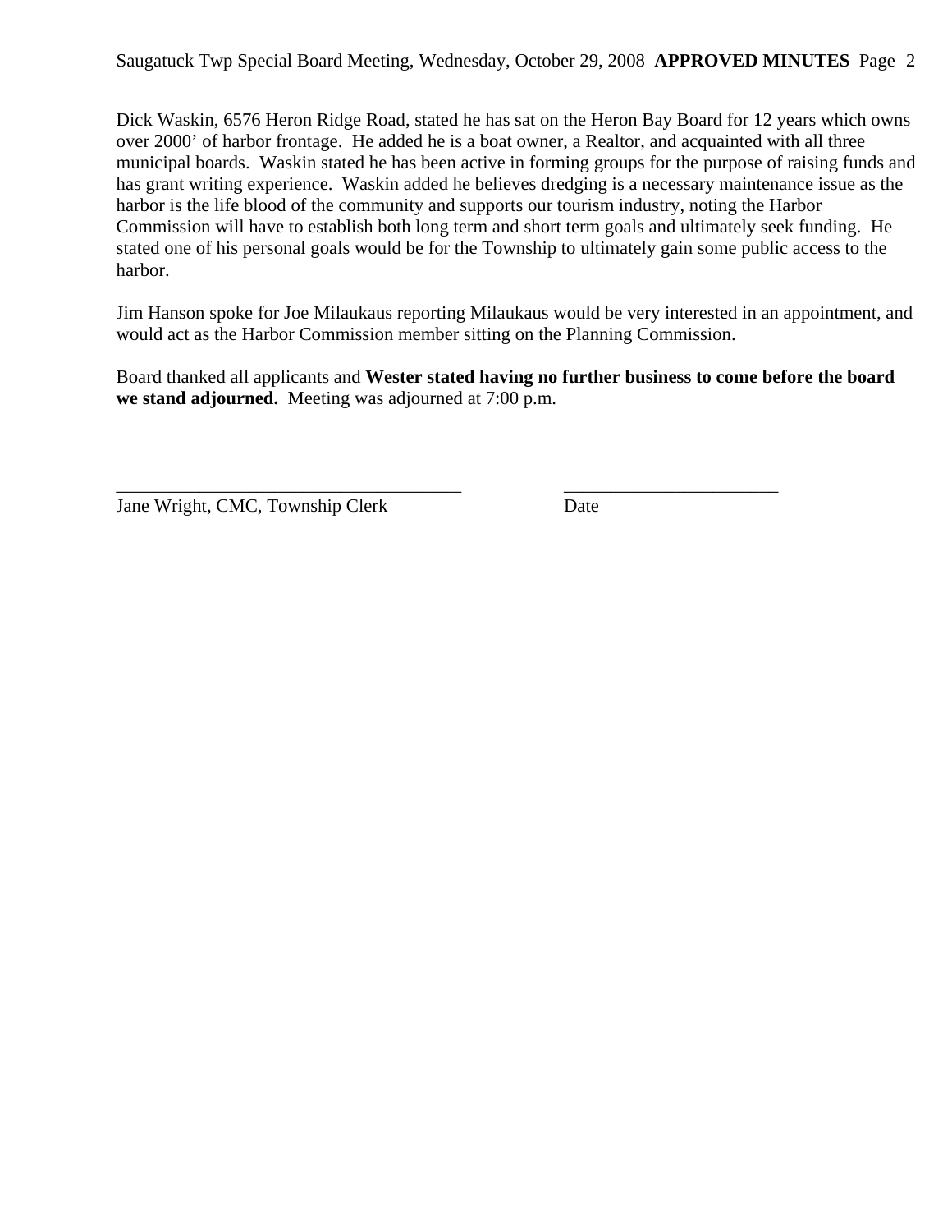Dick Waskin, 6576 Heron Ridge Road, stated he has sat on the Heron Bay Board for 12 years which owns over 2000' of harbor frontage. He added he is a boat owner, a Realtor, and acquainted with all three municipal boards. Waskin stated he has been active in forming groups for the purpose of raising funds and has grant writing experience. Waskin added he believes dredging is a necessary maintenance issue as the harbor is the life blood of the community and supports our tourism industry, noting the Harbor Commission will have to establish both long term and short term goals and ultimately seek funding. He stated one of his personal goals would be for the Township to ultimately gain some public access to the harbor.

Jim Hanson spoke for Joe Milaukaus reporting Milaukaus would be very interested in an appointment, and would act as the Harbor Commission member sitting on the Planning Commission.

Board thanked all applicants and **Wester stated having no further business to come before the board we stand adjourned.** Meeting was adjourned at 7:00 p.m.

_____________________________________ _______________________

Jane Wright, CMC, Township Clerk Date